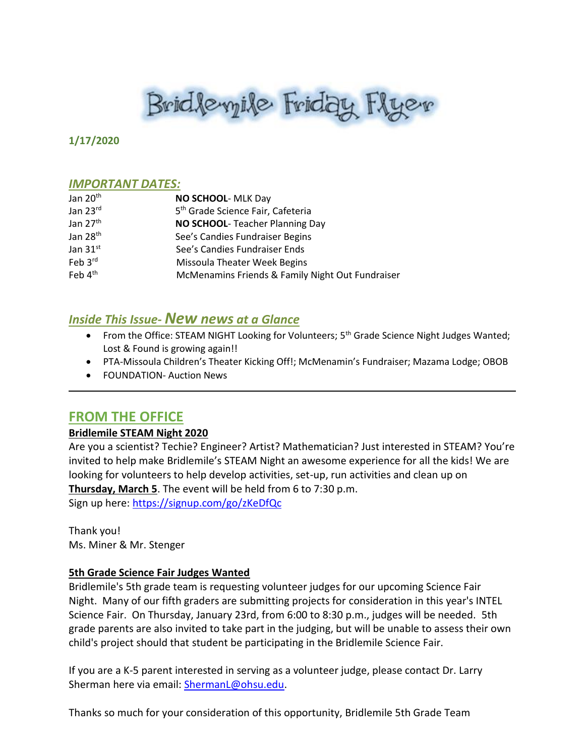# Bridlemile Friday Flyer

**1/17/2020**

## *IMPORTANT DATES:*

| | |
|---|---|
| Jan 20th | **NO SCHOOL**- MLK Day |
| Jan 23rd | 5th Grade Science Fair, Cafeteria |
| Jan 27th | **NO SCHOOL**- Teacher Planning Day |
| Jan 28th | See's Candies Fundraiser Begins |
| Jan 31st | See's Candies Fundraiser Ends |
| Feb 3rd | Missoula Theater Week Begins |
| Feb 4th | McMenamins Friends & Family Night Out Fundraiser |

## *Inside This Issue- New news at a Glance*

- From the Office: STEAM NIGHT Looking for Volunteers; 5th Grade Science Night Judges Wanted; Lost & Found is growing again!!
- PTA-Missoula Children's Theater Kicking Off!; McMenamin's Fundraiser; Mazama Lodge; OBOB
- FOUNDATION- Auction News

---

## FROM THE OFFICE

### Bridlemile STEAM Night 2020

Are you a scientist? Techie? Engineer? Artist? Mathematician? Just interested in STEAM? You're invited to help make Bridlemile's STEAM Night an awesome experience for all the kids! We are looking for volunteers to help develop activities, set-up, run activities and clean up on **Thursday, March 5**. The event will be held from 6 to 7:30 p.m.
Sign up here: https://signup.com/go/zKeDfQc

Thank you!
Ms. Miner & Mr. Stenger

### 5th Grade Science Fair Judges Wanted

Bridlemile's 5th grade team is requesting volunteer judges for our upcoming Science Fair Night. Many of our fifth graders are submitting projects for consideration in this year's INTEL Science Fair. On Thursday, January 23rd, from 6:00 to 8:30 p.m., judges will be needed. 5th grade parents are also invited to take part in the judging, but will be unable to assess their own child's project should that student be participating in the Bridlemile Science Fair.

If you are a K-5 parent interested in serving as a volunteer judge, please contact Dr. Larry Sherman here via email: ShermanL@ohsu.edu.

Thanks so much for your consideration of this opportunity, Bridlemile 5th Grade Team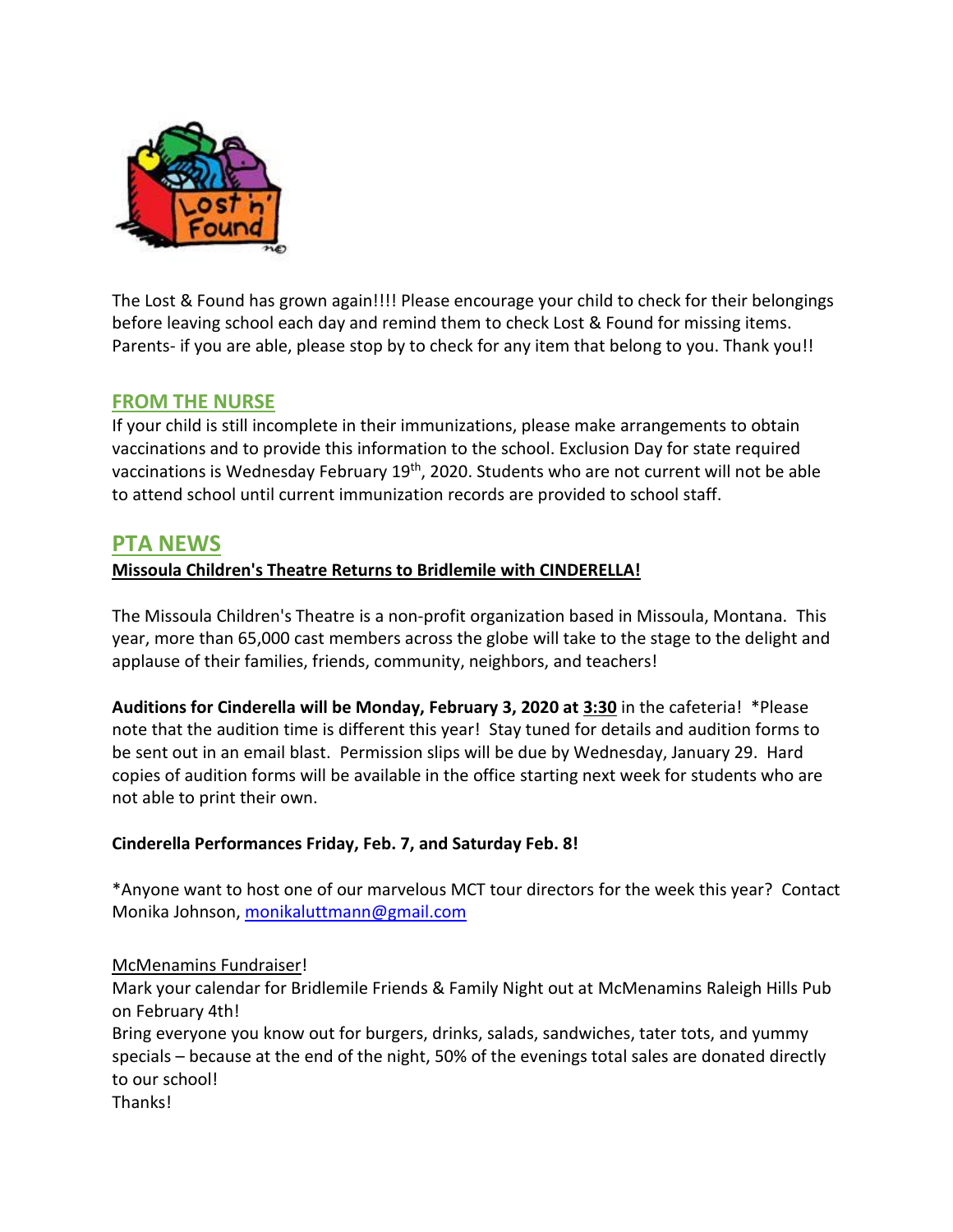The Lost & Found has grown again!!!! Please encourage your child to check for their belongings before leaving school each day and remind them to check Lost & Found for missing items. Parents- if you are able, please stop by to check for any item that belong to you. Thank you!!

## FROM THE NURSE

If your child is still incomplete in their immunizations, please make arrangements to obtain vaccinations and to provide this information to the school. Exclusion Day for state required vaccinations is Wednesday February 19th, 2020. Students who are not current will not be able to attend school until current immunization records are provided to school staff.

## PTA NEWS

**Missoula Children's Theatre Returns to Bridlemile with CINDERELLA!**

The Missoula Children's Theatre is a non-profit organization based in Missoula, Montana. This year, more than 65,000 cast members across the globe will take to the stage to the delight and applause of their families, friends, community, neighbors, and teachers!

**Auditions for Cinderella will be Monday, February 3, 2020 at 3:30** in the cafeteria! *Please note that the audition time is different this year! Stay tuned for details and audition forms to be sent out in an email blast. Permission slips will be due by Wednesday, January 29. Hard copies of audition forms will be available in the office starting next week for students who are not able to print their own.

**Cinderella Performances Friday, Feb. 7, and Saturday Feb. 8!**

*Anyone want to host one of our marvelous MCT tour directors for the week this year? Contact Monika Johnson, monikaluttmann@gmail.com

McMenamins Fundraiser!

Mark your calendar for Bridlemile Friends & Family Night out at McMenamins Raleigh Hills Pub on February 4th!

Bring everyone you know out for burgers, drinks, salads, sandwiches, tater tots, and yummy specials – because at the end of the night, 50% of the evenings total sales are donated directly to our school!

Thanks!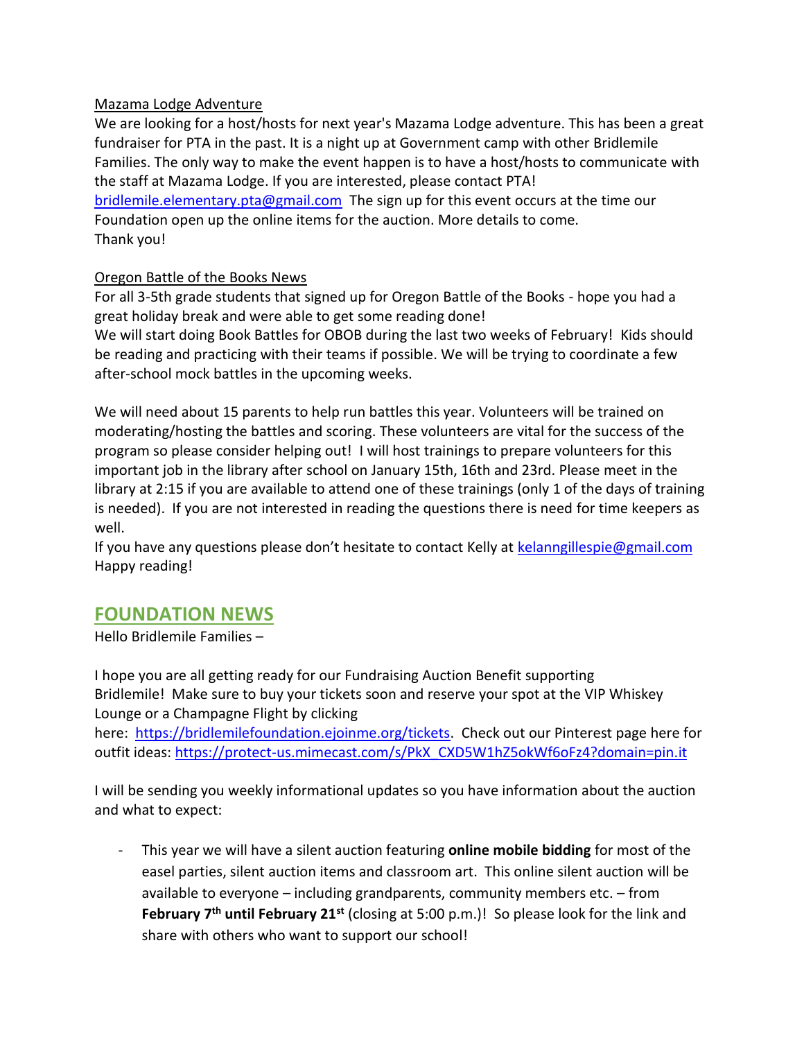Mazama Lodge Adventure

We are looking for a host/hosts for next year's Mazama Lodge adventure. This has been a great fundraiser for PTA in the past. It is a night up at Government camp with other Bridlemile Families. The only way to make the event happen is to have a host/hosts to communicate with the staff at Mazama Lodge. If you are interested, please contact PTA! bridlemile.elementary.pta@gmail.com The sign up for this event occurs at the time our Foundation open up the online items for the auction. More details to come.
Thank you!

Oregon Battle of the Books News

For all 3-5th grade students that signed up for Oregon Battle of the Books - hope you had a great holiday break and were able to get some reading done!
We will start doing Book Battles for OBOB during the last two weeks of February! Kids should be reading and practicing with their teams if possible. We will be trying to coordinate a few after-school mock battles in the upcoming weeks.

We will need about 15 parents to help run battles this year. Volunteers will be trained on moderating/hosting the battles and scoring. These volunteers are vital for the success of the program so please consider helping out! I will host trainings to prepare volunteers for this important job in the library after school on January 15th, 16th and 23rd. Please meet in the library at 2:15 if you are available to attend one of these trainings (only 1 of the days of training is needed). If you are not interested in reading the questions there is need for time keepers as well.
If you have any questions please don't hesitate to contact Kelly at kelanngillespie@gmail.com
Happy reading!

## FOUNDATION NEWS

Hello Bridlemile Families –

I hope you are all getting ready for our Fundraising Auction Benefit supporting Bridlemile! Make sure to buy your tickets soon and reserve your spot at the VIP Whiskey Lounge or a Champagne Flight by clicking here: https://bridlemilefoundation.ejoinme.org/tickets. Check out our Pinterest page here for outfit ideas: https://protect-us.mimecast.com/s/PkX_CXD5W1hZ5okWf6oFz4?domain=pin.it

I will be sending you weekly informational updates so you have information about the auction and what to expect:

- This year we will have a silent auction featuring **online mobile bidding** for most of the easel parties, silent auction items and classroom art. This online silent auction will be available to everyone – including grandparents, community members etc. – from **February 7th until February 21st** (closing at 5:00 p.m.)! So please look for the link and share with others who want to support our school!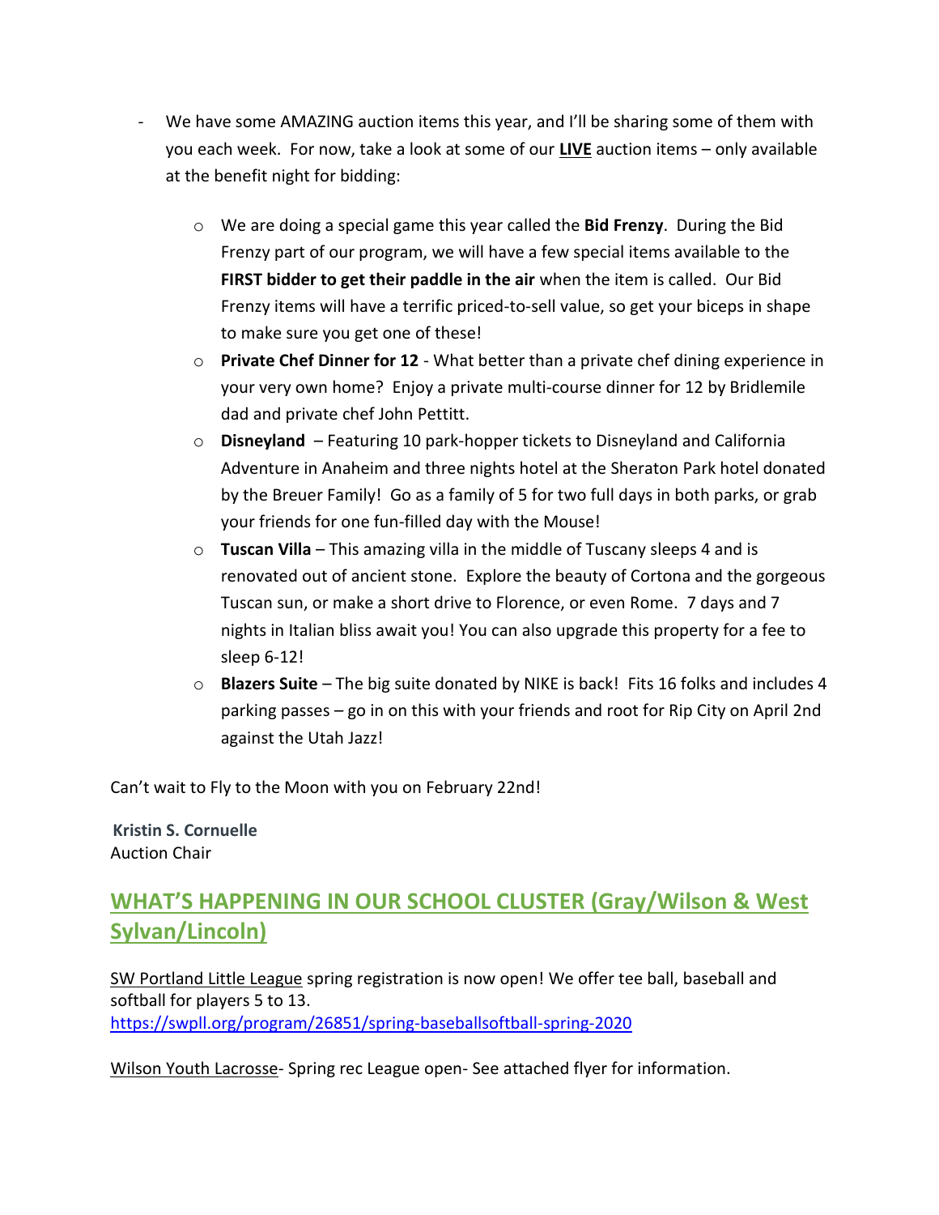- We have some AMAZING auction items this year, and I'll be sharing some of them with you each week. For now, take a look at some of our **LIVE** auction items – only available at the benefit night for bidding:
  - We are doing a special game this year called the **Bid Frenzy**. During the Bid Frenzy part of our program, we will have a few special items available to the **FIRST bidder to get their paddle in the air** when the item is called. Our Bid Frenzy items will have a terrific priced-to-sell value, so get your biceps in shape to make sure you get one of these!
  - **Private Chef Dinner for 12** - What better than a private chef dining experience in your very own home? Enjoy a private multi-course dinner for 12 by Bridlemile dad and private chef John Pettitt.
  - **Disneyland** – Featuring 10 park-hopper tickets to Disneyland and California Adventure in Anaheim and three nights hotel at the Sheraton Park hotel donated by the Breuer Family! Go as a family of 5 for two full days in both parks, or grab your friends for one fun-filled day with the Mouse!
  - **Tuscan Villa** – This amazing villa in the middle of Tuscany sleeps 4 and is renovated out of ancient stone. Explore the beauty of Cortona and the gorgeous Tuscan sun, or make a short drive to Florence, or even Rome. 7 days and 7 nights in Italian bliss await you! You can also upgrade this property for a fee to sleep 6-12!
  - **Blazers Suite** – The big suite donated by NIKE is back! Fits 16 folks and includes 4 parking passes – go in on this with your friends and root for Rip City on April 2nd against the Utah Jazz!

Can't wait to Fly to the Moon with you on February 22nd!

**Kristin S. Cornuelle**
Auction Chair

## WHAT'S HAPPENING IN OUR SCHOOL CLUSTER (Gray/Wilson & West Sylvan/Lincoln)

SW Portland Little League spring registration is now open! We offer tee ball, baseball and softball for players 5 to 13.
https://swpll.org/program/26851/spring-baseballsoftball-spring-2020

Wilson Youth Lacrosse- Spring rec League open- See attached flyer for information.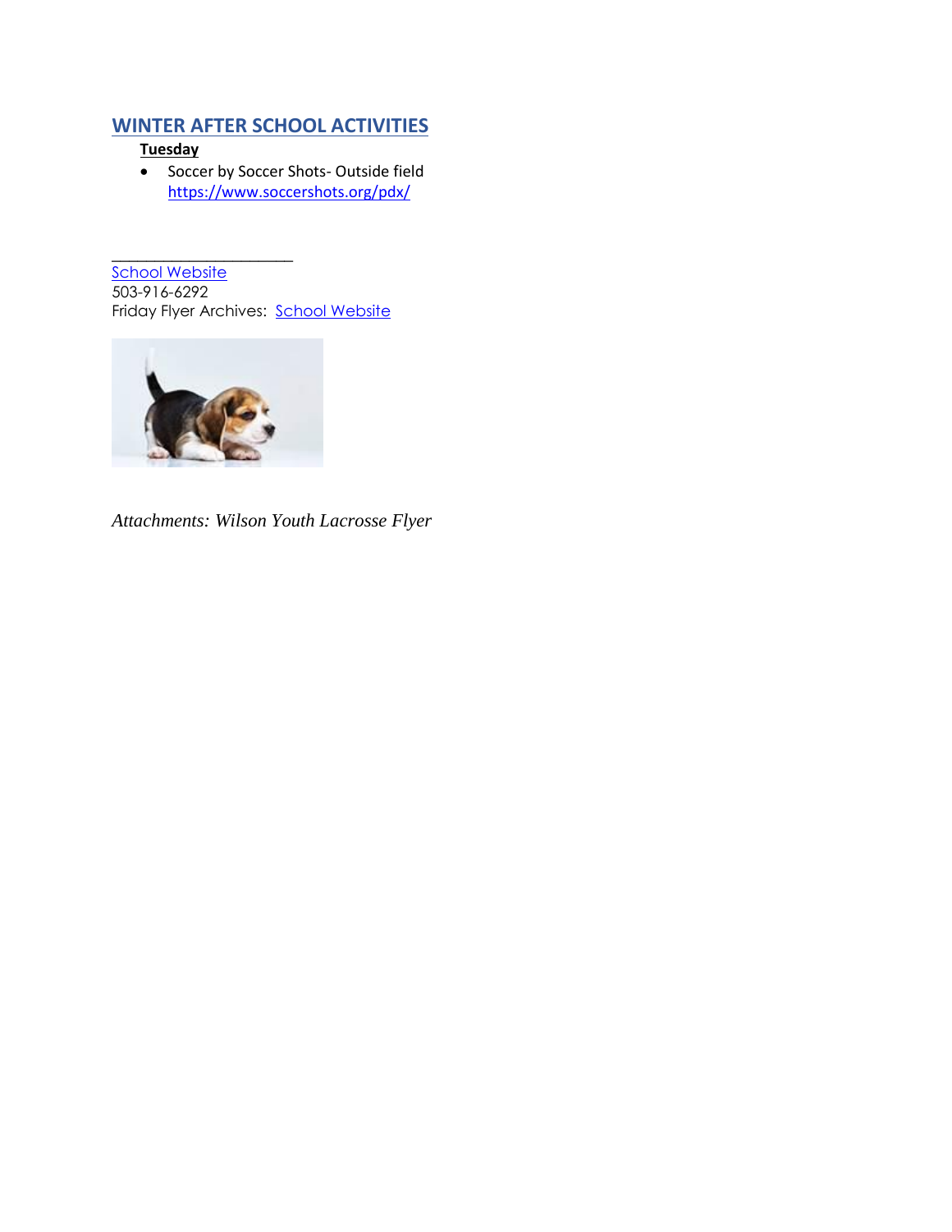## WINTER AFTER SCHOOL ACTIVITIES

**Tuesday**

- Soccer by Soccer Shots- Outside field
  https://www.soccershots.org/pdx/

______________________

School Website
503-916-6292
Friday Flyer Archives: School Website

*Attachments: Wilson Youth Lacrosse Flyer*